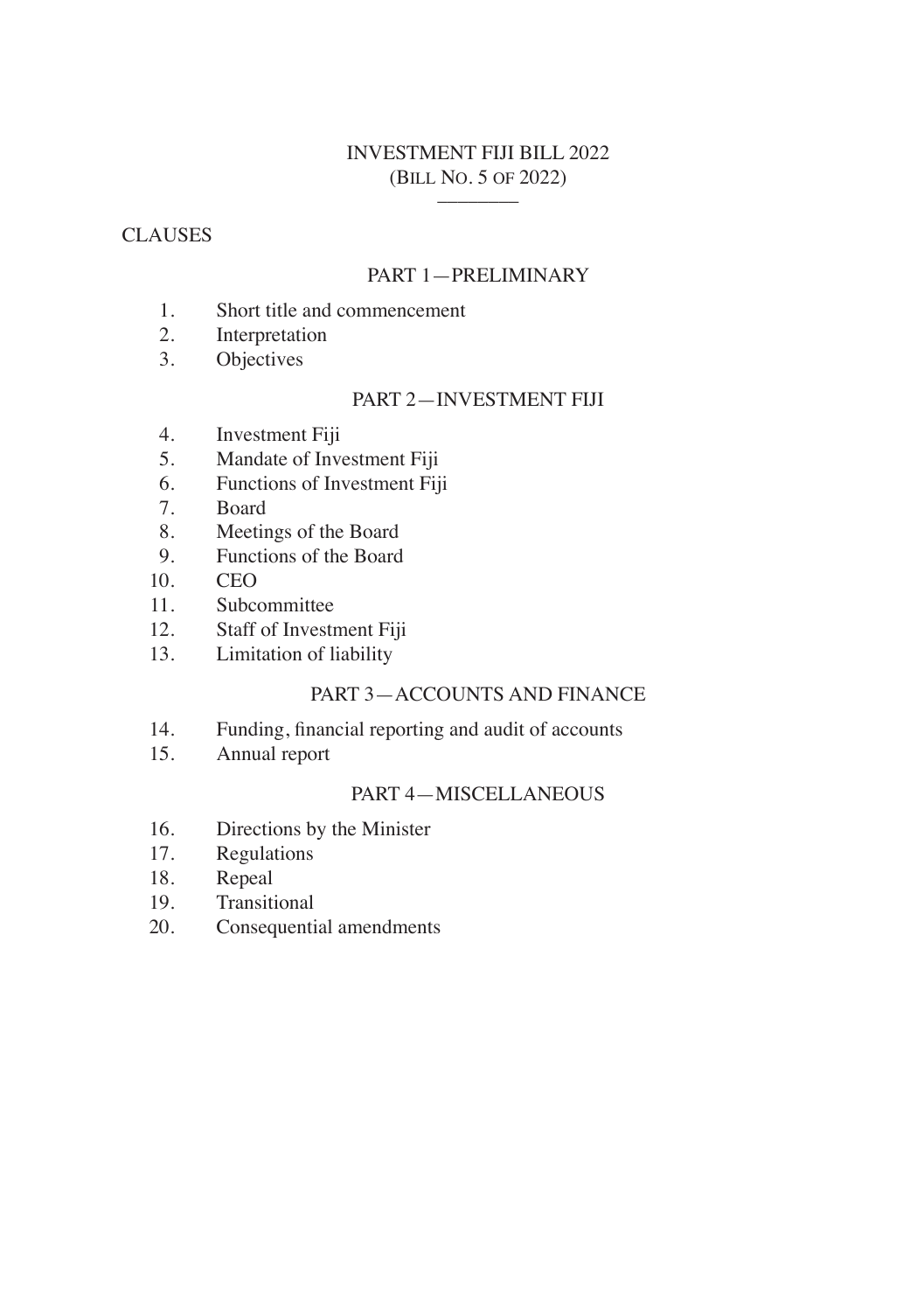# INVESTMENT FIJI BILL 2022
## (BILL NO. 5 OF 2022)

---

CLAUSES

### PART 1—PRELIMINARY

1. Short title and commencement
2. Interpretation
3. Objectives

### PART 2—INVESTMENT FIJI

4. Investment Fiji
5. Mandate of Investment Fiji
6. Functions of Investment Fiji
7. Board
8. Meetings of the Board
9. Functions of the Board
10. CEO
11. Subcommittee
12. Staff of Investment Fiji
13. Limitation of liability

### PART 3—ACCOUNTS AND FINANCE

14. Funding, financial reporting and audit of accounts
15. Annual report

### PART 4—MISCELLANEOUS

16. Directions by the Minister
17. Regulations
18. Repeal
19. Transitional
20. Consequential amendments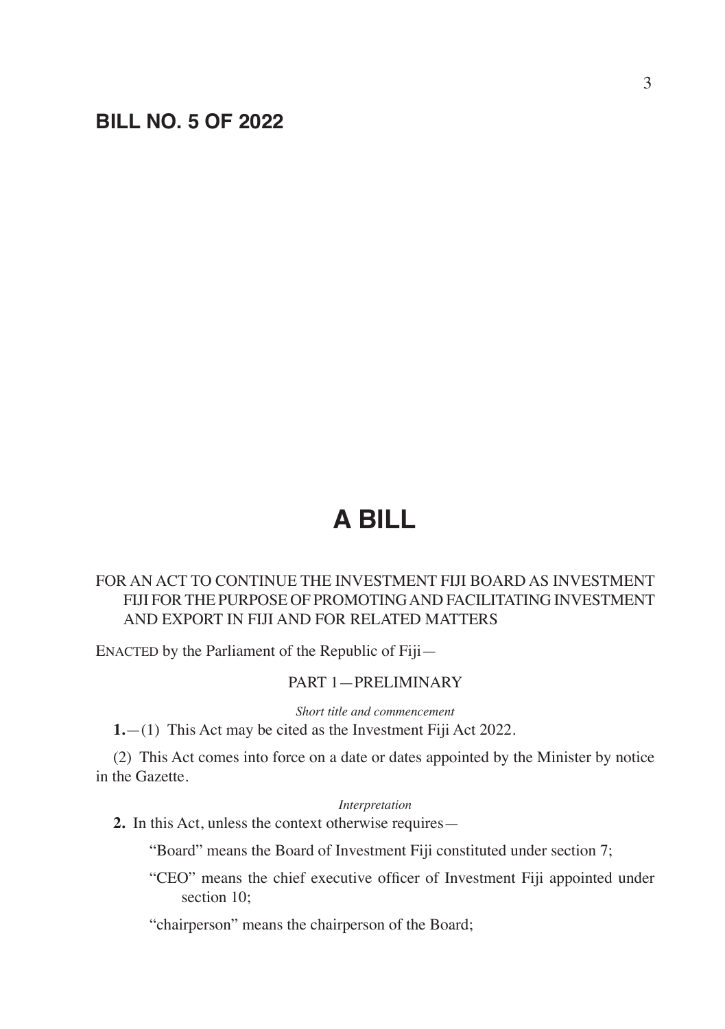# BILL NO. 5 OF 2022

# A BILL

FOR AN ACT TO CONTINUE THE INVESTMENT FIJI BOARD AS INVESTMENT FIJI FOR THE PURPOSE OF PROMOTING AND FACILITATING INVESTMENT AND EXPORT IN FIJI AND FOR RELATED MATTERS

ENACTED by the Parliament of the Republic of Fiji—

## PART 1—PRELIMINARY

*Short title and commencement*

**1.**—(1) This Act may be cited as the Investment Fiji Act 2022.

(2) This Act comes into force on a date or dates appointed by the Minister by notice in the Gazette.

*Interpretation*

**2.** In this Act, unless the context otherwise requires—

"Board" means the Board of Investment Fiji constituted under section 7;

"CEO" means the chief executive officer of Investment Fiji appointed under section 10;

"chairperson" means the chairperson of the Board;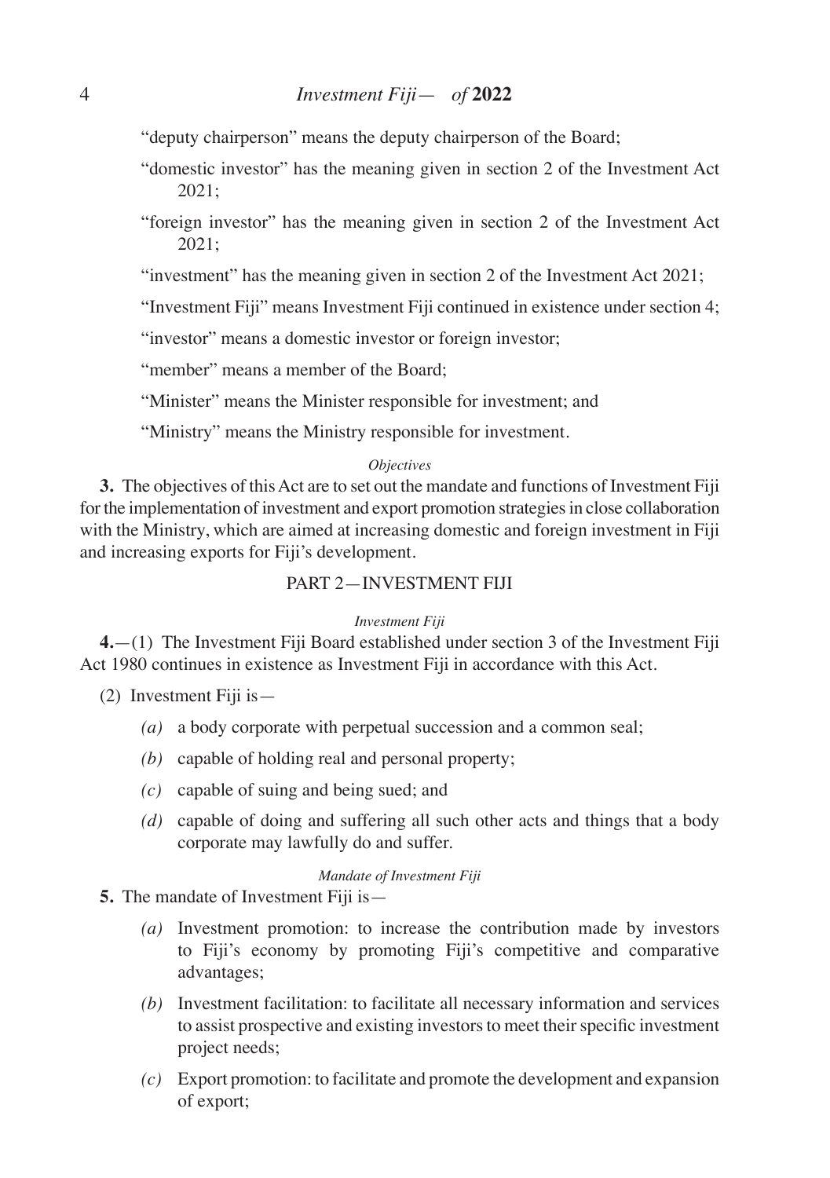"deputy chairperson" means the deputy chairperson of the Board;

"domestic investor" has the meaning given in section 2 of the Investment Act 2021;

"foreign investor" has the meaning given in section 2 of the Investment Act 2021;

"investment" has the meaning given in section 2 of the Investment Act 2021;

"Investment Fiji" means Investment Fiji continued in existence under section 4;

"investor" means a domestic investor or foreign investor;

"member" means a member of the Board;

"Minister" means the Minister responsible for investment; and

"Ministry" means the Ministry responsible for investment.

*Objectives*

**3.** The objectives of this Act are to set out the mandate and functions of Investment Fiji for the implementation of investment and export promotion strategies in close collaboration with the Ministry, which are aimed at increasing domestic and foreign investment in Fiji and increasing exports for Fiji's development.

## PART 2—INVESTMENT FIJI

*Investment Fiji*

**4.**—(1) The Investment Fiji Board established under section 3 of the Investment Fiji Act 1980 continues in existence as Investment Fiji in accordance with this Act.

(2) Investment Fiji is—

*(a)* a body corporate with perpetual succession and a common seal;

*(b)* capable of holding real and personal property;

*(c)* capable of suing and being sued; and

*(d)* capable of doing and suffering all such other acts and things that a body corporate may lawfully do and suffer.

*Mandate of Investment Fiji*

**5.** The mandate of Investment Fiji is—

*(a)* Investment promotion: to increase the contribution made by investors to Fiji's economy by promoting Fiji's competitive and comparative advantages;

*(b)* Investment facilitation: to facilitate all necessary information and services to assist prospective and existing investors to meet their specific investment project needs;

*(c)* Export promotion: to facilitate and promote the development and expansion of export;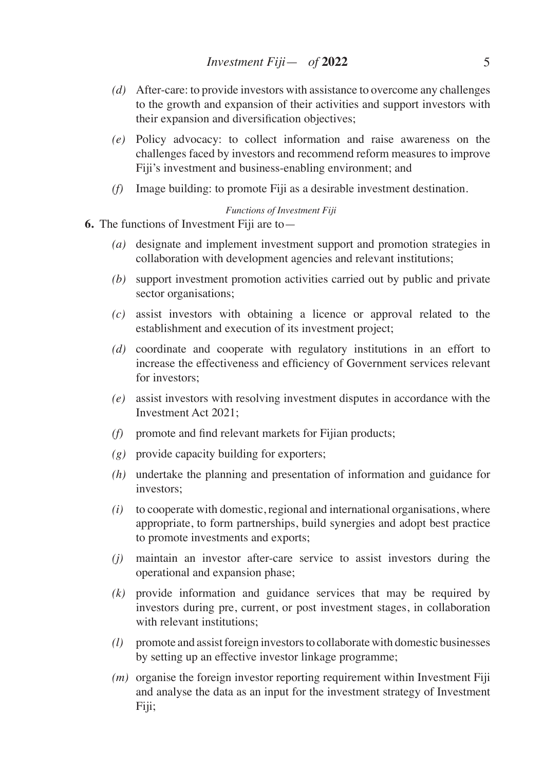*(d)* After-care: to provide investors with assistance to overcome any challenges to the growth and expansion of their activities and support investors with their expansion and diversification objectives;

*(e)* Policy advocacy: to collect information and raise awareness on the challenges faced by investors and recommend reform measures to improve Fiji's investment and business-enabling environment; and

*(f)* Image building: to promote Fiji as a desirable investment destination.

*Functions of Investment Fiji*

**6.** The functions of Investment Fiji are to—

*(a)* designate and implement investment support and promotion strategies in collaboration with development agencies and relevant institutions;

*(b)* support investment promotion activities carried out by public and private sector organisations;

*(c)* assist investors with obtaining a licence or approval related to the establishment and execution of its investment project;

*(d)* coordinate and cooperate with regulatory institutions in an effort to increase the effectiveness and efficiency of Government services relevant for investors;

*(e)* assist investors with resolving investment disputes in accordance with the Investment Act 2021;

*(f)* promote and find relevant markets for Fijian products;

*(g)* provide capacity building for exporters;

*(h)* undertake the planning and presentation of information and guidance for investors;

*(i)* to cooperate with domestic, regional and international organisations, where appropriate, to form partnerships, build synergies and adopt best practice to promote investments and exports;

*(j)* maintain an investor after-care service to assist investors during the operational and expansion phase;

*(k)* provide information and guidance services that may be required by investors during pre, current, or post investment stages, in collaboration with relevant institutions;

*(l)* promote and assist foreign investors to collaborate with domestic businesses by setting up an effective investor linkage programme;

*(m)* organise the foreign investor reporting requirement within Investment Fiji and analyse the data as an input for the investment strategy of Investment Fiji;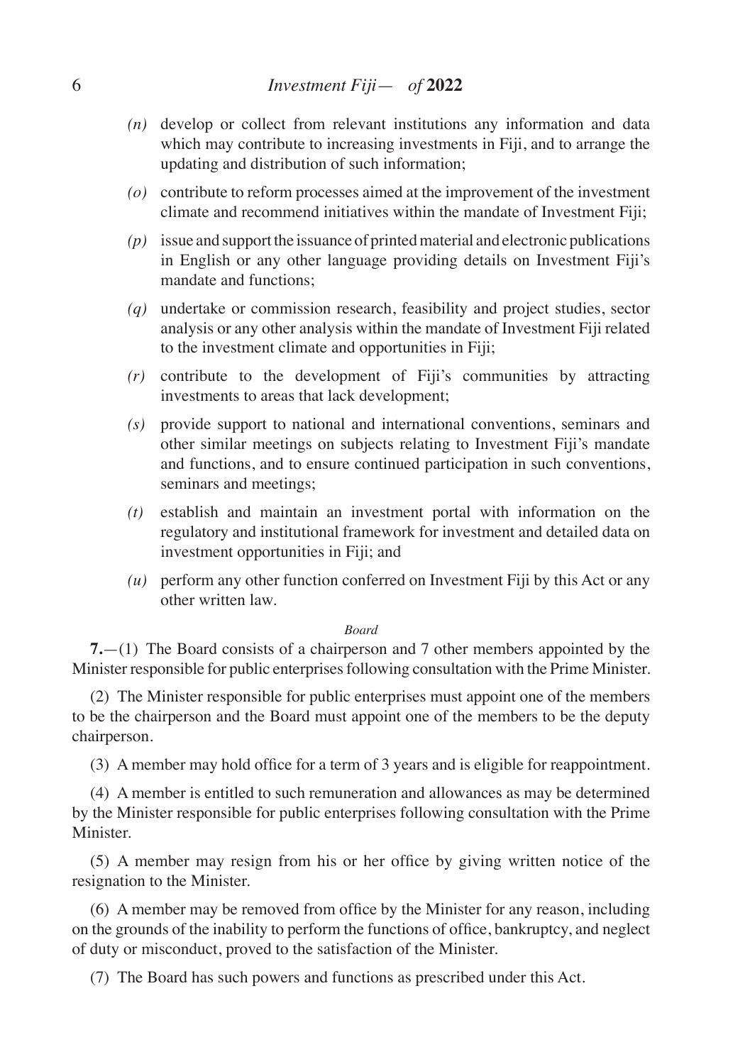*(n)* develop or collect from relevant institutions any information and data which may contribute to increasing investments in Fiji, and to arrange the updating and distribution of such information;

*(o)* contribute to reform processes aimed at the improvement of the investment climate and recommend initiatives within the mandate of Investment Fiji;

*(p)* issue and support the issuance of printed material and electronic publications in English or any other language providing details on Investment Fiji's mandate and functions;

*(q)* undertake or commission research, feasibility and project studies, sector analysis or any other analysis within the mandate of Investment Fiji related to the investment climate and opportunities in Fiji;

*(r)* contribute to the development of Fiji's communities by attracting investments to areas that lack development;

*(s)* provide support to national and international conventions, seminars and other similar meetings on subjects relating to Investment Fiji's mandate and functions, and to ensure continued participation in such conventions, seminars and meetings;

*(t)* establish and maintain an investment portal with information on the regulatory and institutional framework for investment and detailed data on investment opportunities in Fiji; and

*(u)* perform any other function conferred on Investment Fiji by this Act or any other written law.

*Board*

**7.**—(1) The Board consists of a chairperson and 7 other members appointed by the Minister responsible for public enterprises following consultation with the Prime Minister.

(2) The Minister responsible for public enterprises must appoint one of the members to be the chairperson and the Board must appoint one of the members to be the deputy chairperson.

(3) A member may hold office for a term of 3 years and is eligible for reappointment.

(4) A member is entitled to such remuneration and allowances as may be determined by the Minister responsible for public enterprises following consultation with the Prime Minister.

(5) A member may resign from his or her office by giving written notice of the resignation to the Minister.

(6) A member may be removed from office by the Minister for any reason, including on the grounds of the inability to perform the functions of office, bankruptcy, and neglect of duty or misconduct, proved to the satisfaction of the Minister.

(7) The Board has such powers and functions as prescribed under this Act.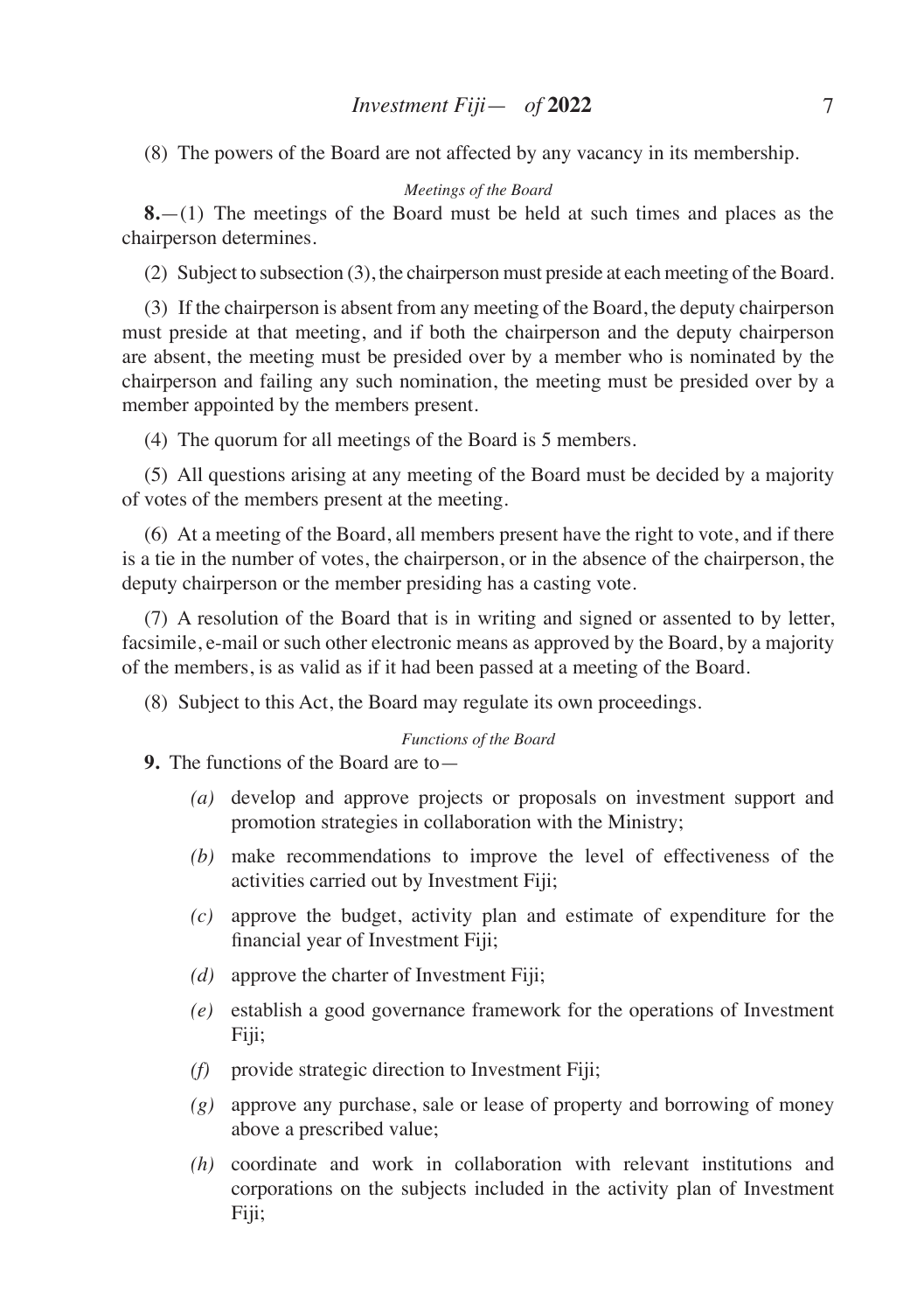(8) The powers of the Board are not affected by any vacancy in its membership.

*Meetings of the Board*

**8.**—(1) The meetings of the Board must be held at such times and places as the chairperson determines.

(2) Subject to subsection (3), the chairperson must preside at each meeting of the Board.

(3) If the chairperson is absent from any meeting of the Board, the deputy chairperson must preside at that meeting, and if both the chairperson and the deputy chairperson are absent, the meeting must be presided over by a member who is nominated by the chairperson and failing any such nomination, the meeting must be presided over by a member appointed by the members present.

(4) The quorum for all meetings of the Board is 5 members.

(5) All questions arising at any meeting of the Board must be decided by a majority of votes of the members present at the meeting.

(6) At a meeting of the Board, all members present have the right to vote, and if there is a tie in the number of votes, the chairperson, or in the absence of the chairperson, the deputy chairperson or the member presiding has a casting vote.

(7) A resolution of the Board that is in writing and signed or assented to by letter, facsimile, e-mail or such other electronic means as approved by the Board, by a majority of the members, is as valid as if it had been passed at a meeting of the Board.

(8) Subject to this Act, the Board may regulate its own proceedings.

*Functions of the Board*

**9.** The functions of the Board are to—

*(a)* develop and approve projects or proposals on investment support and promotion strategies in collaboration with the Ministry;

*(b)* make recommendations to improve the level of effectiveness of the activities carried out by Investment Fiji;

*(c)* approve the budget, activity plan and estimate of expenditure for the financial year of Investment Fiji;

*(d)* approve the charter of Investment Fiji;

*(e)* establish a good governance framework for the operations of Investment Fiji;

*(f)* provide strategic direction to Investment Fiji;

*(g)* approve any purchase, sale or lease of property and borrowing of money above a prescribed value;

*(h)* coordinate and work in collaboration with relevant institutions and corporations on the subjects included in the activity plan of Investment Fiji;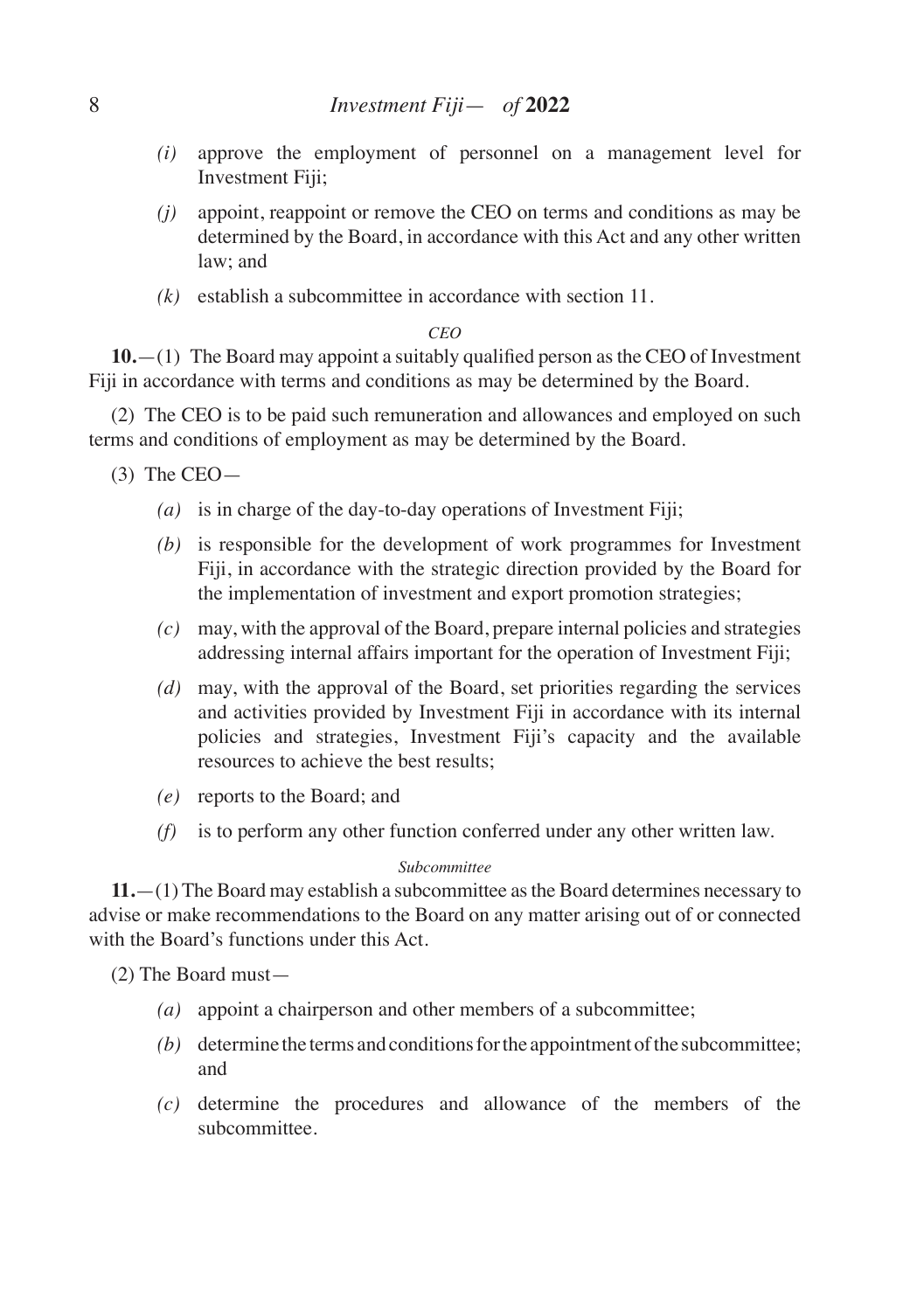*(i)* approve the employment of personnel on a management level for Investment Fiji;

*(j)* appoint, reappoint or remove the CEO on terms and conditions as may be determined by the Board, in accordance with this Act and any other written law; and

*(k)* establish a subcommittee in accordance with section 11.

*CEO*

**10.**—(1) The Board may appoint a suitably qualified person as the CEO of Investment Fiji in accordance with terms and conditions as may be determined by the Board.

(2) The CEO is to be paid such remuneration and allowances and employed on such terms and conditions of employment as may be determined by the Board.

(3) The CEO—

*(a)* is in charge of the day-to-day operations of Investment Fiji;

*(b)* is responsible for the development of work programmes for Investment Fiji, in accordance with the strategic direction provided by the Board for the implementation of investment and export promotion strategies;

*(c)* may, with the approval of the Board, prepare internal policies and strategies addressing internal affairs important for the operation of Investment Fiji;

*(d)* may, with the approval of the Board, set priorities regarding the services and activities provided by Investment Fiji in accordance with its internal policies and strategies, Investment Fiji's capacity and the available resources to achieve the best results;

*(e)* reports to the Board; and

*(f)* is to perform any other function conferred under any other written law.

*Subcommittee*

**11.**—(1) The Board may establish a subcommittee as the Board determines necessary to advise or make recommendations to the Board on any matter arising out of or connected with the Board's functions under this Act.

(2) The Board must—

*(a)* appoint a chairperson and other members of a subcommittee;

*(b)* determine the terms and conditions for the appointment of the subcommittee; and

*(c)* determine the procedures and allowance of the members of the subcommittee.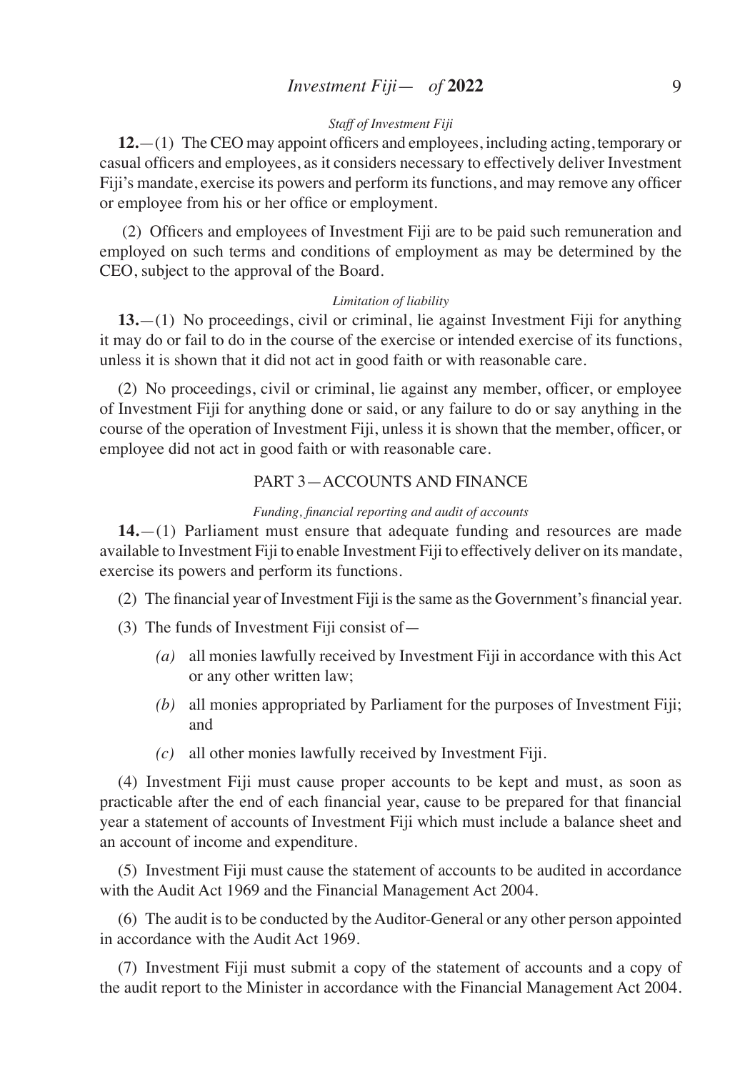*Staff of Investment Fiji*

**12.**—(1) The CEO may appoint officers and employees, including acting, temporary or casual officers and employees, as it considers necessary to effectively deliver Investment Fiji's mandate, exercise its powers and perform its functions, and may remove any officer or employee from his or her office or employment.

(2) Officers and employees of Investment Fiji are to be paid such remuneration and employed on such terms and conditions of employment as may be determined by the CEO, subject to the approval of the Board.

*Limitation of liability*

**13.**—(1) No proceedings, civil or criminal, lie against Investment Fiji for anything it may do or fail to do in the course of the exercise or intended exercise of its functions, unless it is shown that it did not act in good faith or with reasonable care.

(2) No proceedings, civil or criminal, lie against any member, officer, or employee of Investment Fiji for anything done or said, or any failure to do or say anything in the course of the operation of Investment Fiji, unless it is shown that the member, officer, or employee did not act in good faith or with reasonable care.

## PART 3—ACCOUNTS AND FINANCE

*Funding, financial reporting and audit of accounts*

**14.**—(1) Parliament must ensure that adequate funding and resources are made available to Investment Fiji to enable Investment Fiji to effectively deliver on its mandate, exercise its powers and perform its functions.

(2) The financial year of Investment Fiji is the same as the Government's financial year.

(3) The funds of Investment Fiji consist of—

*(a)* all monies lawfully received by Investment Fiji in accordance with this Act or any other written law;

*(b)* all monies appropriated by Parliament for the purposes of Investment Fiji; and

*(c)* all other monies lawfully received by Investment Fiji.

(4) Investment Fiji must cause proper accounts to be kept and must, as soon as practicable after the end of each financial year, cause to be prepared for that financial year a statement of accounts of Investment Fiji which must include a balance sheet and an account of income and expenditure.

(5) Investment Fiji must cause the statement of accounts to be audited in accordance with the Audit Act 1969 and the Financial Management Act 2004.

(6) The audit is to be conducted by the Auditor-General or any other person appointed in accordance with the Audit Act 1969.

(7) Investment Fiji must submit a copy of the statement of accounts and a copy of the audit report to the Minister in accordance with the Financial Management Act 2004.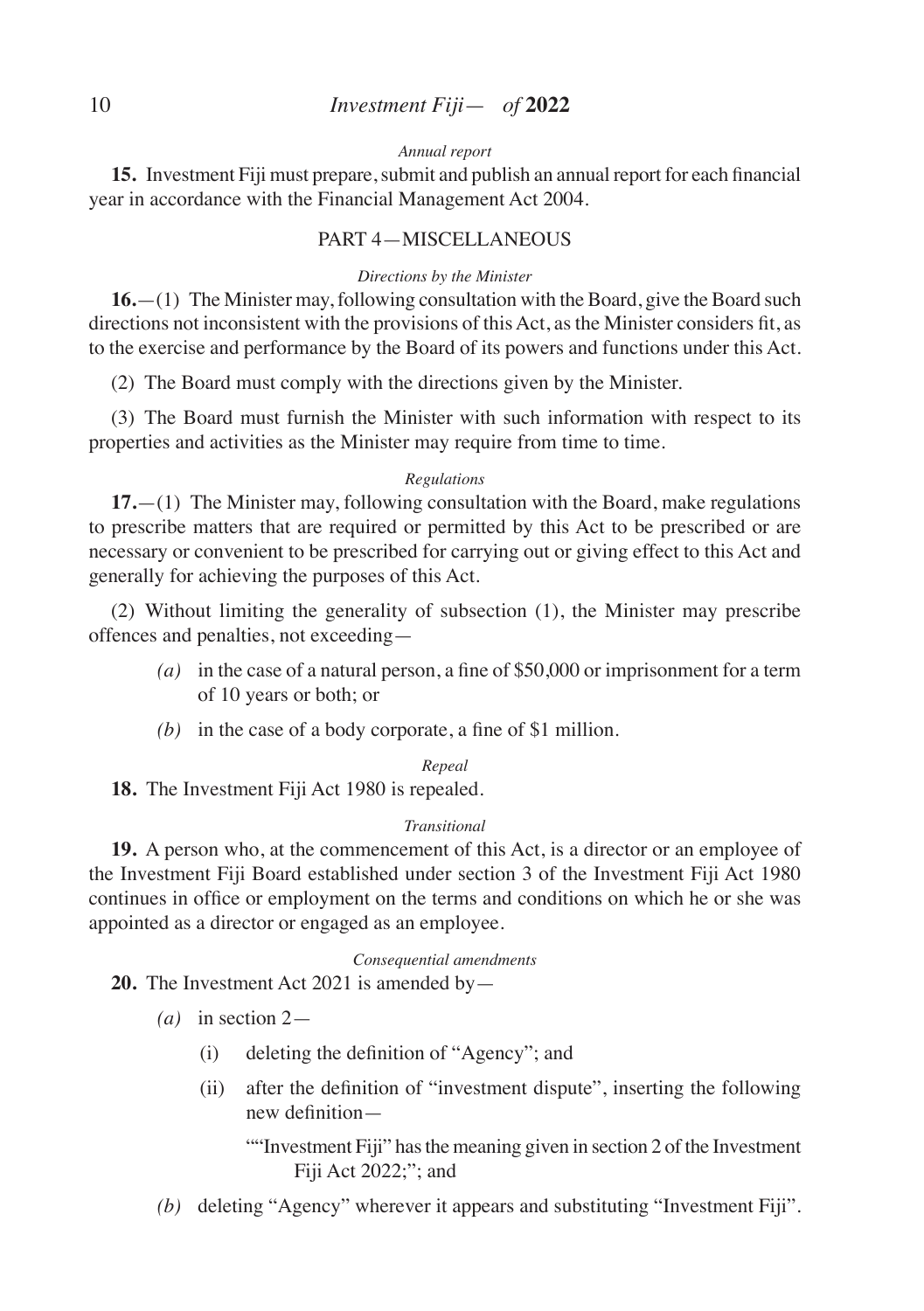*Annual report*

**15.** Investment Fiji must prepare, submit and publish an annual report for each financial year in accordance with the Financial Management Act 2004.

## PART 4—MISCELLANEOUS

*Directions by the Minister*

**16.**—(1) The Minister may, following consultation with the Board, give the Board such directions not inconsistent with the provisions of this Act, as the Minister considers fit, as to the exercise and performance by the Board of its powers and functions under this Act.

(2) The Board must comply with the directions given by the Minister.

(3) The Board must furnish the Minister with such information with respect to its properties and activities as the Minister may require from time to time.

*Regulations*

**17.**—(1) The Minister may, following consultation with the Board, make regulations to prescribe matters that are required or permitted by this Act to be prescribed or are necessary or convenient to be prescribed for carrying out or giving effect to this Act and generally for achieving the purposes of this Act.

(2) Without limiting the generality of subsection (1), the Minister may prescribe offences and penalties, not exceeding—

- *(a)* in the case of a natural person, a fine of $50,000 or imprisonment for a term of 10 years or both; or
- *(b)* in the case of a body corporate, a fine of $1 million.

*Repeal*

**18.** The Investment Fiji Act 1980 is repealed.

*Transitional*

**19.** A person who, at the commencement of this Act, is a director or an employee of the Investment Fiji Board established under section 3 of the Investment Fiji Act 1980 continues in office or employment on the terms and conditions on which he or she was appointed as a director or engaged as an employee.

*Consequential amendments*

**20.** The Investment Act 2021 is amended by—

- *(a)* in section 2—
  - (i) deleting the definition of "Agency"; and
  - (ii) after the definition of "investment dispute", inserting the following new definition—

    ""Investment Fiji" has the meaning given in section 2 of the Investment Fiji Act 2022;"; and
- *(b)* deleting "Agency" wherever it appears and substituting "Investment Fiji".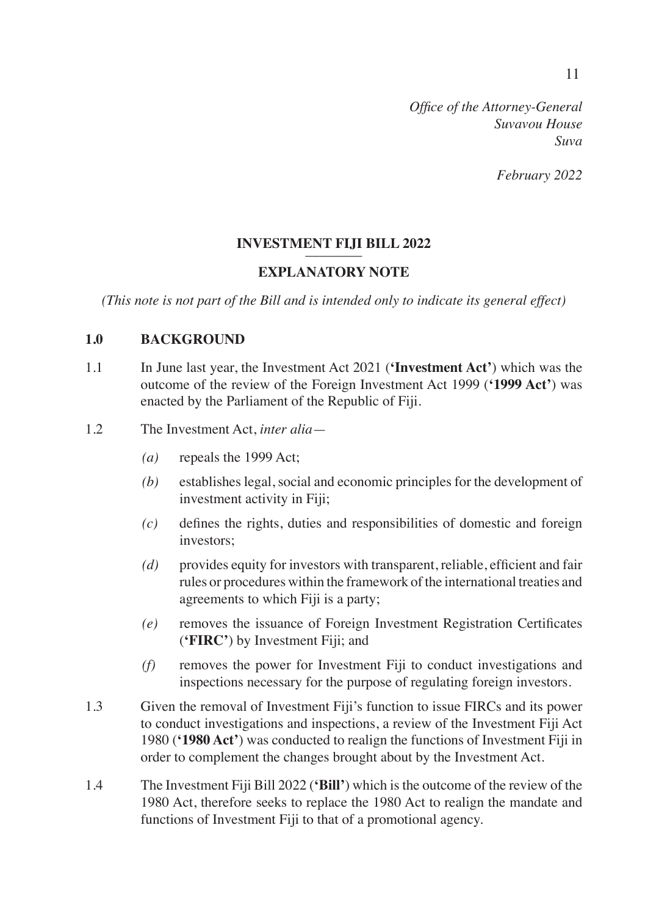*Office of the Attorney-General*
*Suvavou House*
*Suva*

*February 2022*

## INVESTMENT FIJI BILL 2022

## EXPLANATORY NOTE

*(This note is not part of the Bill and is intended only to indicate its general effect)*

### 1.0 BACKGROUND

1.1 In June last year, the Investment Act 2021 (**'Investment Act'**) which was the outcome of the review of the Foreign Investment Act 1999 (**'1999 Act'**) was enacted by the Parliament of the Republic of Fiji.

1.2 The Investment Act, *inter alia*—

- *(a)* repeals the 1999 Act;
- *(b)* establishes legal, social and economic principles for the development of investment activity in Fiji;
- *(c)* defines the rights, duties and responsibilities of domestic and foreign investors;
- *(d)* provides equity for investors with transparent, reliable, efficient and fair rules or procedures within the framework of the international treaties and agreements to which Fiji is a party;
- *(e)* removes the issuance of Foreign Investment Registration Certificates (**'FIRC'**) by Investment Fiji; and
- *(f)* removes the power for Investment Fiji to conduct investigations and inspections necessary for the purpose of regulating foreign investors.

1.3 Given the removal of Investment Fiji's function to issue FIRCs and its power to conduct investigations and inspections, a review of the Investment Fiji Act 1980 (**'1980 Act'**) was conducted to realign the functions of Investment Fiji in order to complement the changes brought about by the Investment Act.

1.4 The Investment Fiji Bill 2022 (**'Bill'**) which is the outcome of the review of the 1980 Act, therefore seeks to replace the 1980 Act to realign the mandate and functions of Investment Fiji to that of a promotional agency.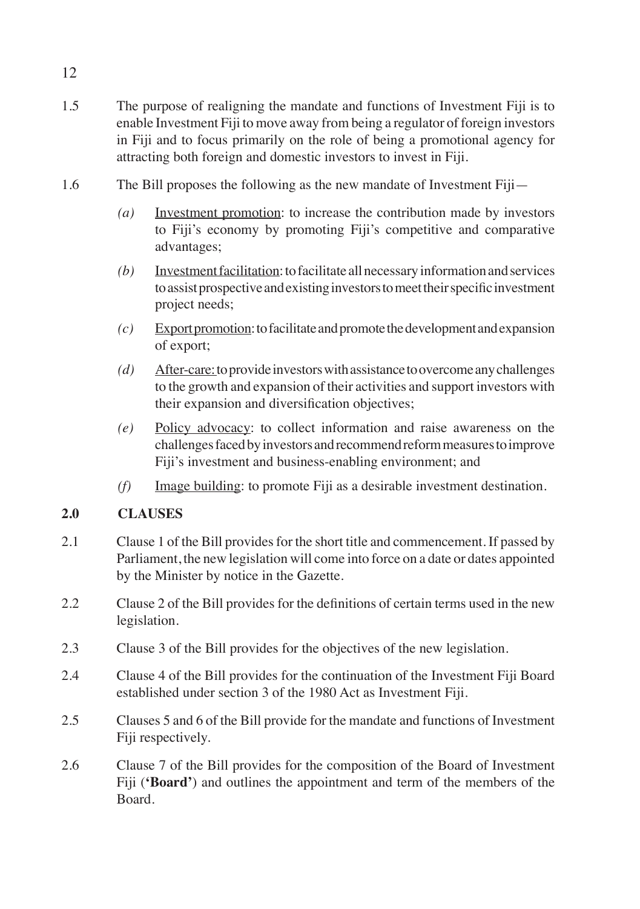1.5 The purpose of realigning the mandate and functions of Investment Fiji is to enable Investment Fiji to move away from being a regulator of foreign investors in Fiji and to focus primarily on the role of being a promotional agency for attracting both foreign and domestic investors to invest in Fiji.

1.6 The Bill proposes the following as the new mandate of Investment Fiji—

*(a)* Investment promotion: to increase the contribution made by investors to Fiji's economy by promoting Fiji's competitive and comparative advantages;

*(b)* Investment facilitation: to facilitate all necessary information and services to assist prospective and existing investors to meet their specific investment project needs;

*(c)* Export promotion: to facilitate and promote the development and expansion of export;

*(d)* After-care: to provide investors with assistance to overcome any challenges to the growth and expansion of their activities and support investors with their expansion and diversification objectives;

*(e)* Policy advocacy: to collect information and raise awareness on the challenges faced by investors and recommend reform measures to improve Fiji's investment and business-enabling environment; and

*(f)* Image building: to promote Fiji as a desirable investment destination.

## 2.0 CLAUSES

2.1 Clause 1 of the Bill provides for the short title and commencement. If passed by Parliament, the new legislation will come into force on a date or dates appointed by the Minister by notice in the Gazette.

2.2 Clause 2 of the Bill provides for the definitions of certain terms used in the new legislation.

2.3 Clause 3 of the Bill provides for the objectives of the new legislation.

2.4 Clause 4 of the Bill provides for the continuation of the Investment Fiji Board established under section 3 of the 1980 Act as Investment Fiji.

2.5 Clauses 5 and 6 of the Bill provide for the mandate and functions of Investment Fiji respectively.

2.6 Clause 7 of the Bill provides for the composition of the Board of Investment Fiji (**'Board'**) and outlines the appointment and term of the members of the Board.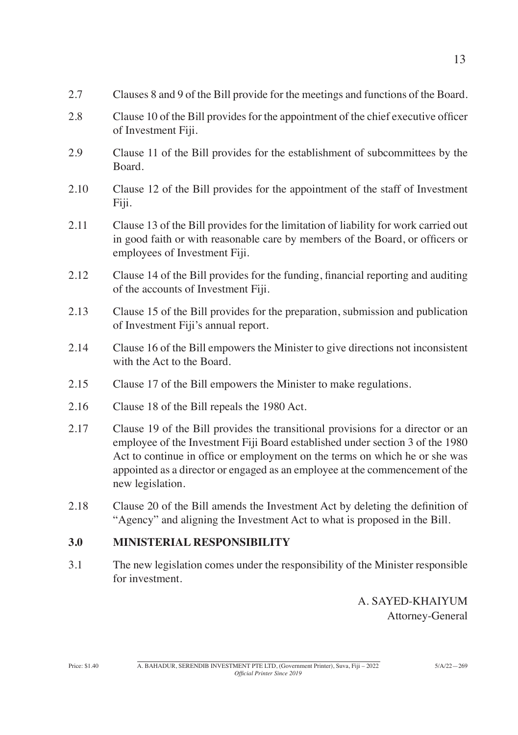2.7 Clauses 8 and 9 of the Bill provide for the meetings and functions of the Board.

2.8 Clause 10 of the Bill provides for the appointment of the chief executive officer of Investment Fiji.

2.9 Clause 11 of the Bill provides for the establishment of subcommittees by the Board.

2.10 Clause 12 of the Bill provides for the appointment of the staff of Investment Fiji.

2.11 Clause 13 of the Bill provides for the limitation of liability for work carried out in good faith or with reasonable care by members of the Board, or officers or employees of Investment Fiji.

2.12 Clause 14 of the Bill provides for the funding, financial reporting and auditing of the accounts of Investment Fiji.

2.13 Clause 15 of the Bill provides for the preparation, submission and publication of Investment Fiji's annual report.

2.14 Clause 16 of the Bill empowers the Minister to give directions not inconsistent with the Act to the Board.

2.15 Clause 17 of the Bill empowers the Minister to make regulations.

2.16 Clause 18 of the Bill repeals the 1980 Act.

2.17 Clause 19 of the Bill provides the transitional provisions for a director or an employee of the Investment Fiji Board established under section 3 of the 1980 Act to continue in office or employment on the terms on which he or she was appointed as a director or engaged as an employee at the commencement of the new legislation.

2.18 Clause 20 of the Bill amends the Investment Act by deleting the definition of "Agency" and aligning the Investment Act to what is proposed in the Bill.

## 3.0 MINISTERIAL RESPONSIBILITY

3.1 The new legislation comes under the responsibility of the Minister responsible for investment.

A. SAYED-KHAIYUM
Attorney-General

Price: $1.40

A. BAHADUR, SERENDIB INVESTMENT PTE LTD, (Government Printer), Suva, Fiji – 2022
*Official Printer Since 2019*

5/A/22—269